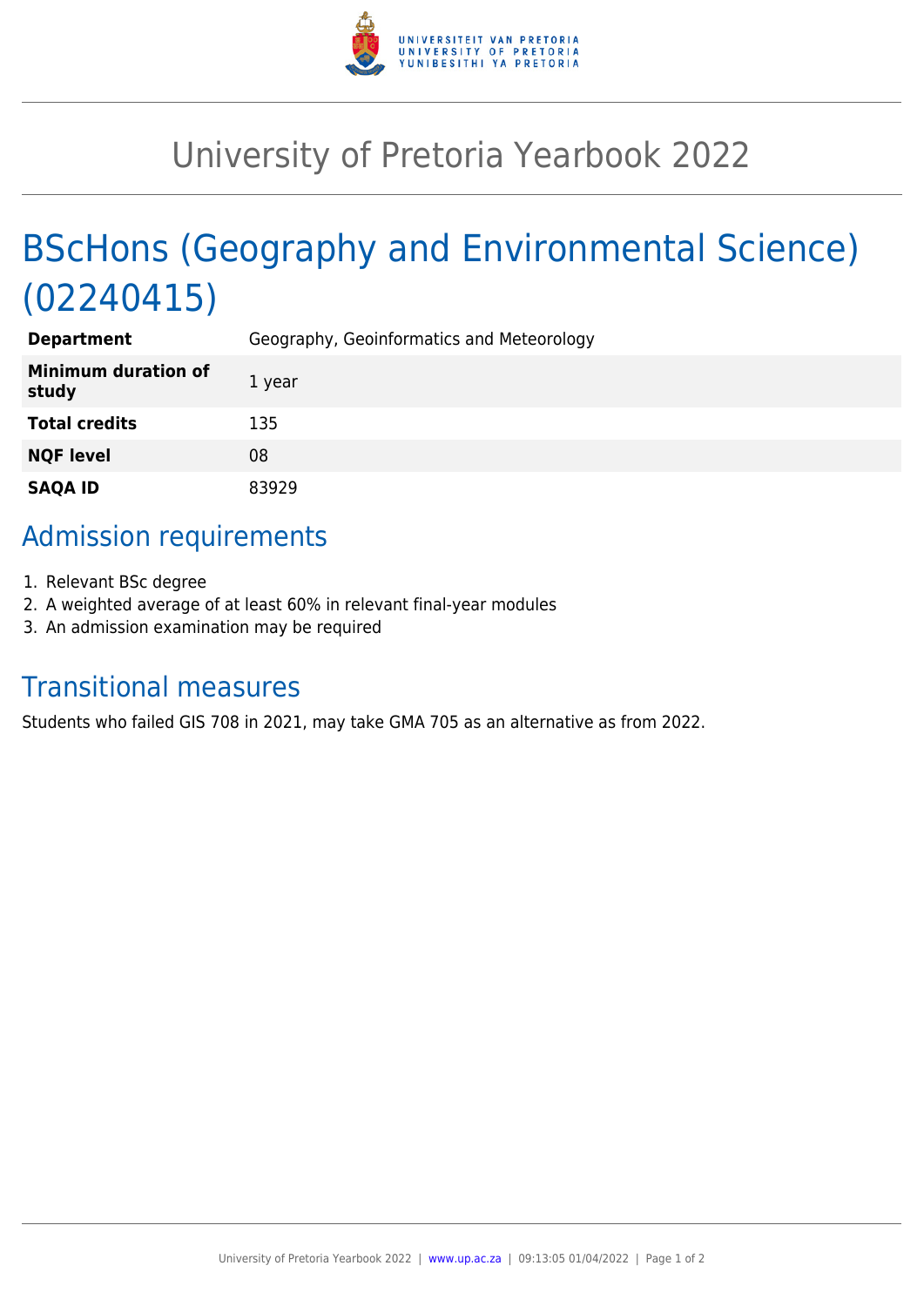# University of Pretoria Yearbook 2022

## BScHons (Geography and Environmental Science) (02240415)

| | |
|---|---|
| **Department** | Geography, Geoinformatics and Meteorology |
| **Minimum duration of study** | 1 year |
| **Total credits** | 135 |
| **NQF level** | 08 |
| **SAQA ID** | 83929 |

### Admission requirements

1. Relevant BSc degree
2. A weighted average of at least 60% in relevant final-year modules
3. An admission examination may be required

### Transitional measures

Students who failed GIS 708 in 2021, may take GMA 705 as an alternative as from 2022.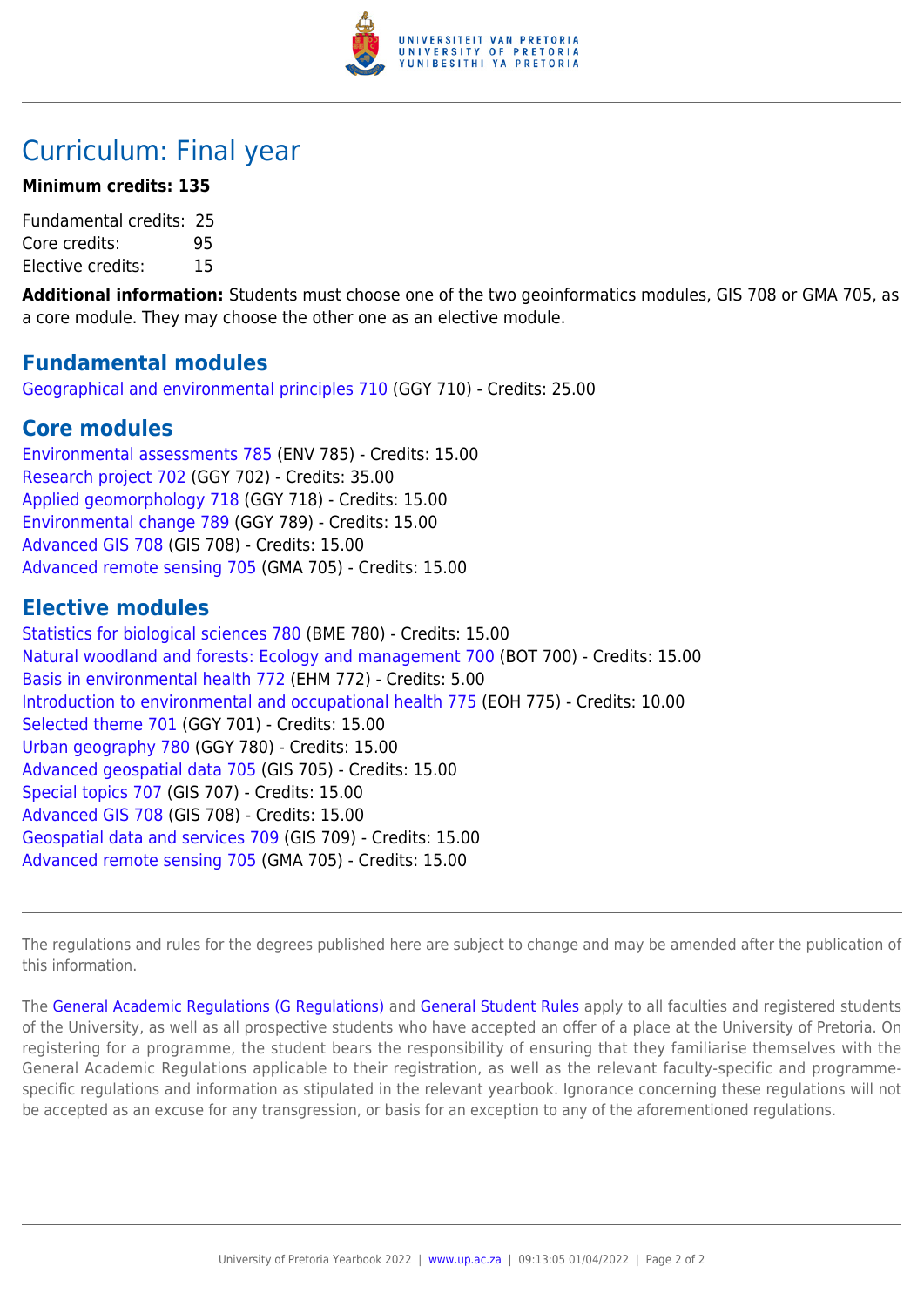# Curriculum: Final year

**Minimum credits: 135**

Fundamental credits: 25
Core credits: 95
Elective credits: 15

**Additional information:** Students must choose one of the two geoinformatics modules, GIS 708 or GMA 705, as a core module. They may choose the other one as an elective module.

## Fundamental modules

Geographical and environmental principles 710 (GGY 710) - Credits: 25.00

## Core modules

Environmental assessments 785 (ENV 785) - Credits: 15.00
Research project 702 (GGY 702) - Credits: 35.00
Applied geomorphology 718 (GGY 718) - Credits: 15.00
Environmental change 789 (GGY 789) - Credits: 15.00
Advanced GIS 708 (GIS 708) - Credits: 15.00
Advanced remote sensing 705 (GMA 705) - Credits: 15.00

## Elective modules

Statistics for biological sciences 780 (BME 780) - Credits: 15.00
Natural woodland and forests: Ecology and management 700 (BOT 700) - Credits: 15.00
Basis in environmental health 772 (EHM 772) - Credits: 5.00
Introduction to environmental and occupational health 775 (EOH 775) - Credits: 10.00
Selected theme 701 (GGY 701) - Credits: 15.00
Urban geography 780 (GGY 780) - Credits: 15.00
Advanced geospatial data 705 (GIS 705) - Credits: 15.00
Special topics 707 (GIS 707) - Credits: 15.00
Advanced GIS 708 (GIS 708) - Credits: 15.00
Geospatial data and services 709 (GIS 709) - Credits: 15.00
Advanced remote sensing 705 (GMA 705) - Credits: 15.00

---

The regulations and rules for the degrees published here are subject to change and may be amended after the publication of this information.

The General Academic Regulations (G Regulations) and General Student Rules apply to all faculties and registered students of the University, as well as all prospective students who have accepted an offer of a place at the University of Pretoria. On registering for a programme, the student bears the responsibility of ensuring that they familiarise themselves with the General Academic Regulations applicable to their registration, as well as the relevant faculty-specific and programme-specific regulations and information as stipulated in the relevant yearbook. Ignorance concerning these regulations will not be accepted as an excuse for any transgression, or basis for an exception to any of the aforementioned regulations.